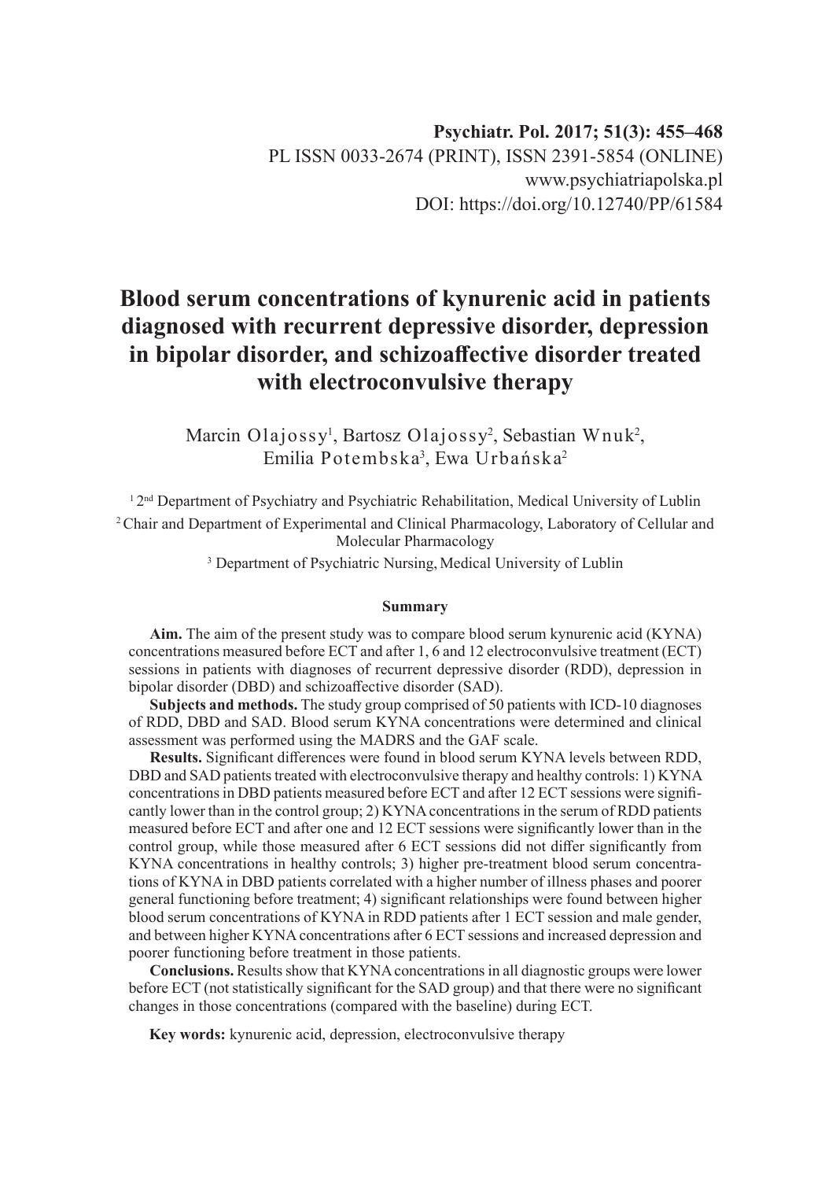Psychiatr. Pol. 2017; 51(3): 455–468
PL ISSN 0033-2674 (PRINT), ISSN 2391-5854 (ONLINE)
www.psychiatriapolska.pl
DOI: https://doi.org/10.12740/PP/61584

# Blood serum concentrations of kynurenic acid in patients diagnosed with recurrent depressive disorder, depression in bipolar disorder, and schizoaffective disorder treated with electroconvulsive therapy

Marcin Olajossy[1], Bartosz Olajossy[2], Sebastian Wnuk[2], Emilia Potembska[3], Ewa Urbańska[2]

[1] 2nd Department of Psychiatry and Psychiatric Rehabilitation, Medical University of Lublin

[2] Chair and Department of Experimental and Clinical Pharmacology, Laboratory of Cellular and Molecular Pharmacology

[3] Department of Psychiatric Nursing, Medical University of Lublin

#### Summary

**Aim.** The aim of the present study was to compare blood serum kynurenic acid (KYNA) concentrations measured before ECT and after 1, 6 and 12 electroconvulsive treatment (ECT) sessions in patients with diagnoses of recurrent depressive disorder (RDD), depression in bipolar disorder (DBD) and schizoaffective disorder (SAD).

**Subjects and methods.** The study group comprised of 50 patients with ICD-10 diagnoses of RDD, DBD and SAD. Blood serum KYNA concentrations were determined and clinical assessment was performed using the MADRS and the GAF scale.

**Results.** Significant differences were found in blood serum KYNA levels between RDD, DBD and SAD patients treated with electroconvulsive therapy and healthy controls: 1) KYNA concentrations in DBD patients measured before ECT and after 12 ECT sessions were significantly lower than in the control group; 2) KYNA concentrations in the serum of RDD patients measured before ECT and after one and 12 ECT sessions were significantly lower than in the control group, while those measured after 6 ECT sessions did not differ significantly from KYNA concentrations in healthy controls; 3) higher pre-treatment blood serum concentrations of KYNA in DBD patients correlated with a higher number of illness phases and poorer general functioning before treatment; 4) significant relationships were found between higher blood serum concentrations of KYNA in RDD patients after 1 ECT session and male gender, and between higher KYNA concentrations after 6 ECT sessions and increased depression and poorer functioning before treatment in those patients.

**Conclusions.** Results show that KYNA concentrations in all diagnostic groups were lower before ECT (not statistically significant for the SAD group) and that there were no significant changes in those concentrations (compared with the baseline) during ECT.

**Key words:** kynurenic acid, depression, electroconvulsive therapy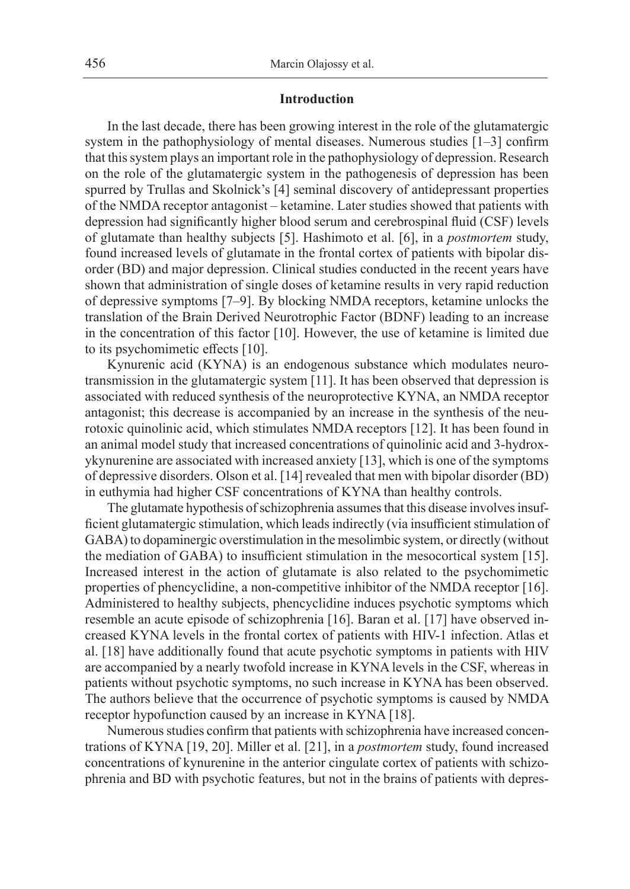## Introduction

In the last decade, there has been growing interest in the role of the glutamatergic system in the pathophysiology of mental diseases. Numerous studies [1–3] confirm that this system plays an important role in the pathophysiology of depression. Research on the role of the glutamatergic system in the pathogenesis of depression has been spurred by Trullas and Skolnick's [4] seminal discovery of antidepressant properties of the NMDA receptor antagonist – ketamine. Later studies showed that patients with depression had significantly higher blood serum and cerebrospinal fluid (CSF) levels of glutamate than healthy subjects [5]. Hashimoto et al. [6], in a *postmortem* study, found increased levels of glutamate in the frontal cortex of patients with bipolar disorder (BD) and major depression. Clinical studies conducted in the recent years have shown that administration of single doses of ketamine results in very rapid reduction of depressive symptoms [7–9]. By blocking NMDA receptors, ketamine unlocks the translation of the Brain Derived Neurotrophic Factor (BDNF) leading to an increase in the concentration of this factor [10]. However, the use of ketamine is limited due to its psychomimetic effects [10].

Kynurenic acid (KYNA) is an endogenous substance which modulates neurotransmission in the glutamatergic system [11]. It has been observed that depression is associated with reduced synthesis of the neuroprotective KYNA, an NMDA receptor antagonist; this decrease is accompanied by an increase in the synthesis of the neurotoxic quinolinic acid, which stimulates NMDA receptors [12]. It has been found in an animal model study that increased concentrations of quinolinic acid and 3-hydroxykynurenine are associated with increased anxiety [13], which is one of the symptoms of depressive disorders. Olson et al. [14] revealed that men with bipolar disorder (BD) in euthymia had higher CSF concentrations of KYNA than healthy controls.

The glutamate hypothesis of schizophrenia assumes that this disease involves insufficient glutamatergic stimulation, which leads indirectly (via insufficient stimulation of GABA) to dopaminergic overstimulation in the mesolimbic system, or directly (without the mediation of GABA) to insufficient stimulation in the mesocortical system [15]. Increased interest in the action of glutamate is also related to the psychomimetic properties of phencyclidine, a non-competitive inhibitor of the NMDA receptor [16]. Administered to healthy subjects, phencyclidine induces psychotic symptoms which resemble an acute episode of schizophrenia [16]. Baran et al. [17] have observed increased KYNA levels in the frontal cortex of patients with HIV-1 infection. Atlas et al. [18] have additionally found that acute psychotic symptoms in patients with HIV are accompanied by a nearly twofold increase in KYNA levels in the CSF, whereas in patients without psychotic symptoms, no such increase in KYNA has been observed. The authors believe that the occurrence of psychotic symptoms is caused by NMDA receptor hypofunction caused by an increase in KYNA [18].

Numerous studies confirm that patients with schizophrenia have increased concentrations of KYNA [19, 20]. Miller et al. [21], in a *postmortem* study, found increased concentrations of kynurenine in the anterior cingulate cortex of patients with schizophrenia and BD with psychotic features, but not in the brains of patients with depres-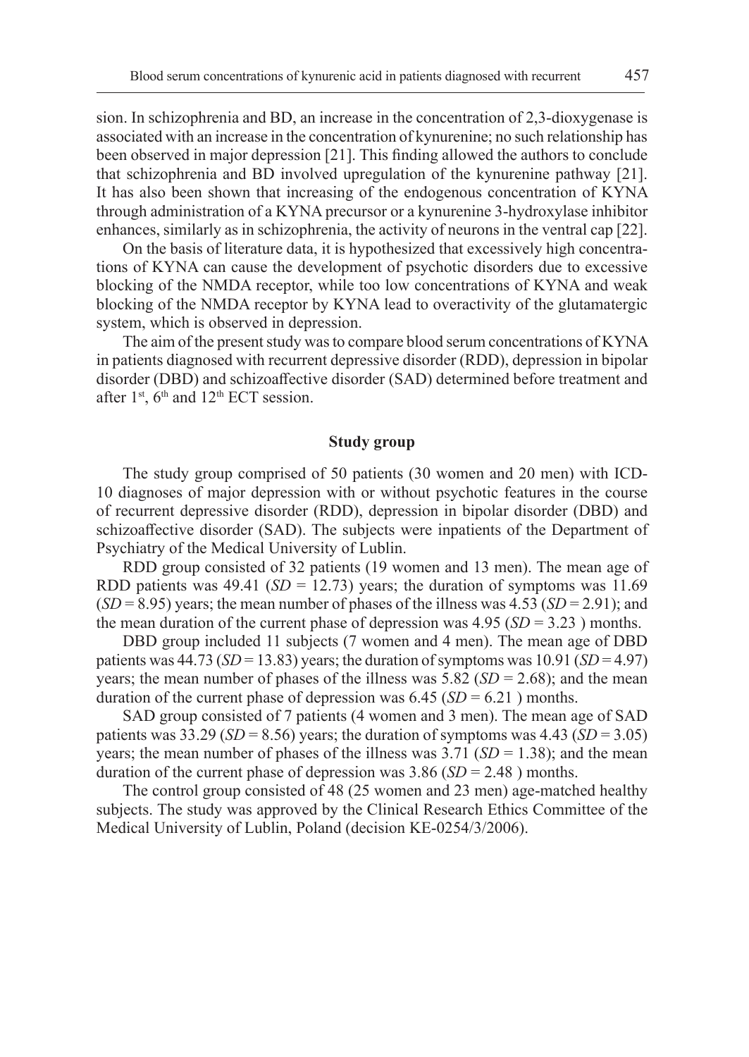sion. In schizophrenia and BD, an increase in the concentration of 2,3-dioxygenase is associated with an increase in the concentration of kynurenine; no such relationship has been observed in major depression [21]. This finding allowed the authors to conclude that schizophrenia and BD involved upregulation of the kynurenine pathway [21]. It has also been shown that increasing of the endogenous concentration of KYNA through administration of a KYNA precursor or a kynurenine 3-hydroxylase inhibitor enhances, similarly as in schizophrenia, the activity of neurons in the ventral cap [22].

On the basis of literature data, it is hypothesized that excessively high concentrations of KYNA can cause the development of psychotic disorders due to excessive blocking of the NMDA receptor, while too low concentrations of KYNA and weak blocking of the NMDA receptor by KYNA lead to overactivity of the glutamatergic system, which is observed in depression.

The aim of the present study was to compare blood serum concentrations of KYNA in patients diagnosed with recurrent depressive disorder (RDD), depression in bipolar disorder (DBD) and schizoaffective disorder (SAD) determined before treatment and after 1st, 6th and 12th ECT session.

## Study group

The study group comprised of 50 patients (30 women and 20 men) with ICD-10 diagnoses of major depression with or without psychotic features in the course of recurrent depressive disorder (RDD), depression in bipolar disorder (DBD) and schizoaffective disorder (SAD). The subjects were inpatients of the Department of Psychiatry of the Medical University of Lublin.

RDD group consisted of 32 patients (19 women and 13 men). The mean age of RDD patients was 49.41 (*SD* = 12.73) years; the duration of symptoms was 11.69 (*SD* = 8.95) years; the mean number of phases of the illness was 4.53 (*SD* = 2.91); and the mean duration of the current phase of depression was 4.95 (*SD* = 3.23 ) months.

DBD group included 11 subjects (7 women and 4 men). The mean age of DBD patients was 44.73 (*SD* = 13.83) years; the duration of symptoms was 10.91 (*SD* = 4.97) years; the mean number of phases of the illness was 5.82 (*SD* = 2.68); and the mean duration of the current phase of depression was 6.45 (*SD* = 6.21 ) months.

SAD group consisted of 7 patients (4 women and 3 men). The mean age of SAD patients was 33.29 (*SD* = 8.56) years; the duration of symptoms was 4.43 (*SD* = 3.05) years; the mean number of phases of the illness was 3.71 (*SD* = 1.38); and the mean duration of the current phase of depression was 3.86 (*SD* = 2.48 ) months.

The control group consisted of 48 (25 women and 23 men) age-matched healthy subjects. The study was approved by the Clinical Research Ethics Committee of the Medical University of Lublin, Poland (decision KE-0254/3/2006).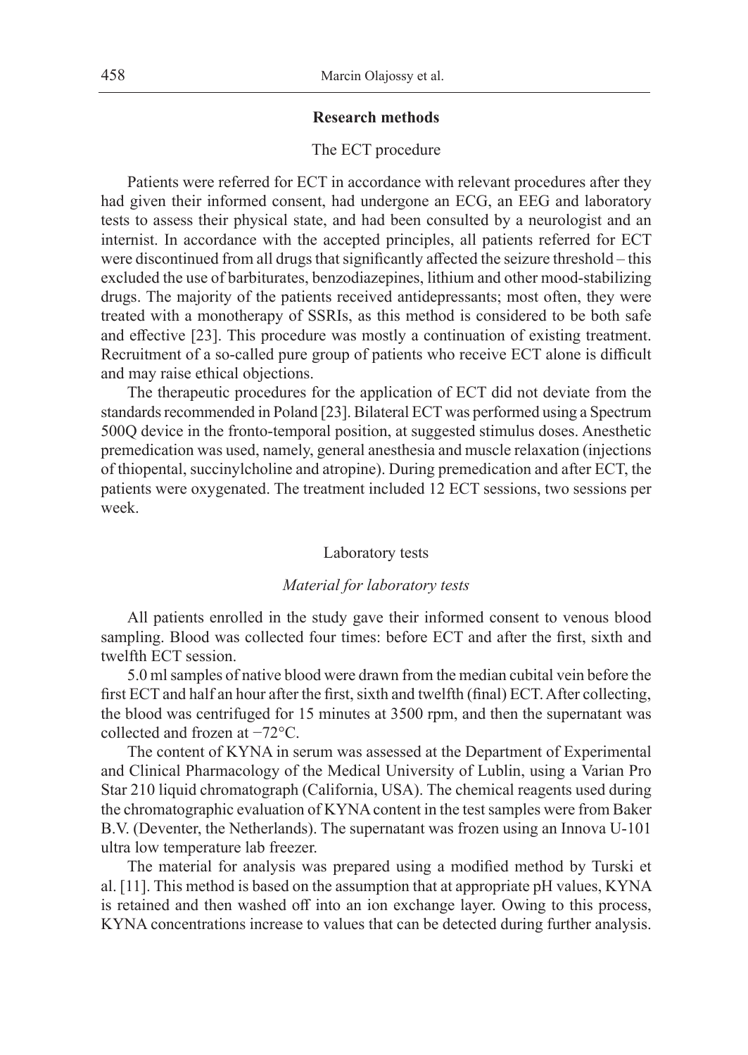## Research methods

### The ECT procedure

Patients were referred for ECT in accordance with relevant procedures after they had given their informed consent, had undergone an ECG, an EEG and laboratory tests to assess their physical state, and had been consulted by a neurologist and an internist. In accordance with the accepted principles, all patients referred for ECT were discontinued from all drugs that significantly affected the seizure threshold – this excluded the use of barbiturates, benzodiazepines, lithium and other mood-stabilizing drugs. The majority of the patients received antidepressants; most often, they were treated with a monotherapy of SSRIs, as this method is considered to be both safe and effective [23]. This procedure was mostly a continuation of existing treatment. Recruitment of a so-called pure group of patients who receive ECT alone is difficult and may raise ethical objections.

The therapeutic procedures for the application of ECT did not deviate from the standards recommended in Poland [23]. Bilateral ECT was performed using a Spectrum 500Q device in the fronto-temporal position, at suggested stimulus doses. Anesthetic premedication was used, namely, general anesthesia and muscle relaxation (injections of thiopental, succinylcholine and atropine). During premedication and after ECT, the patients were oxygenated. The treatment included 12 ECT sessions, two sessions per week.

### Laboratory tests

#### *Material for laboratory tests*

All patients enrolled in the study gave their informed consent to venous blood sampling. Blood was collected four times: before ECT and after the first, sixth and twelfth ECT session.

5.0 ml samples of native blood were drawn from the median cubital vein before the first ECT and half an hour after the first, sixth and twelfth (final) ECT. After collecting, the blood was centrifuged for 15 minutes at 3500 rpm, and then the supernatant was collected and frozen at −72°C.

The content of KYNA in serum was assessed at the Department of Experimental and Clinical Pharmacology of the Medical University of Lublin, using a Varian Pro Star 210 liquid chromatograph (California, USA). The chemical reagents used during the chromatographic evaluation of KYNA content in the test samples were from Baker B.V. (Deventer, the Netherlands). The supernatant was frozen using an Innova U-101 ultra low temperature lab freezer.

The material for analysis was prepared using a modified method by Turski et al. [11]. This method is based on the assumption that at appropriate pH values, KYNA is retained and then washed off into an ion exchange layer. Owing to this process, KYNA concentrations increase to values that can be detected during further analysis.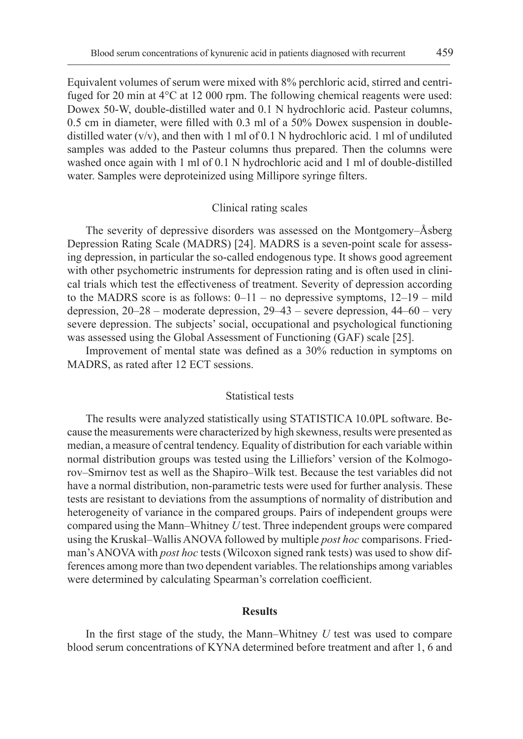Equivalent volumes of serum were mixed with 8% perchloric acid, stirred and centrifuged for 20 min at 4°C at 12 000 rpm. The following chemical reagents were used: Dowex 50-W, double-distilled water and 0.1 N hydrochloric acid. Pasteur columns, 0.5 cm in diameter, were filled with 0.3 ml of a 50% Dowex suspension in double-distilled water (v/v), and then with 1 ml of 0.1 N hydrochloric acid. 1 ml of undiluted samples was added to the Pasteur columns thus prepared. Then the columns were washed once again with 1 ml of 0.1 N hydrochloric acid and 1 ml of double-distilled water. Samples were deproteinized using Millipore syringe filters.

### Clinical rating scales

The severity of depressive disorders was assessed on the Montgomery–Åsberg Depression Rating Scale (MADRS) [24]. MADRS is a seven-point scale for assessing depression, in particular the so-called endogenous type. It shows good agreement with other psychometric instruments for depression rating and is often used in clinical trials which test the effectiveness of treatment. Severity of depression according to the MADRS score is as follows: 0–11 – no depressive symptoms, 12–19 – mild depression, 20–28 – moderate depression, 29–43 – severe depression, 44–60 – very severe depression. The subjects' social, occupational and psychological functioning was assessed using the Global Assessment of Functioning (GAF) scale [25].

Improvement of mental state was defined as a 30% reduction in symptoms on MADRS, as rated after 12 ECT sessions.

### Statistical tests

The results were analyzed statistically using STATISTICA 10.0PL software. Because the measurements were characterized by high skewness, results were presented as median, a measure of central tendency. Equality of distribution for each variable within normal distribution groups was tested using the Lilliefors' version of the Kolmogorov–Smirnov test as well as the Shapiro–Wilk test. Because the test variables did not have a normal distribution, non-parametric tests were used for further analysis. These tests are resistant to deviations from the assumptions of normality of distribution and heterogeneity of variance in the compared groups. Pairs of independent groups were compared using the Mann–Whitney *U* test. Three independent groups were compared using the Kruskal–Wallis ANOVA followed by multiple *post hoc* comparisons. Friedman's ANOVA with *post hoc* tests (Wilcoxon signed rank tests) was used to show differences among more than two dependent variables. The relationships among variables were determined by calculating Spearman's correlation coefficient.

## Results

In the first stage of the study, the Mann–Whitney *U* test was used to compare blood serum concentrations of KYNA determined before treatment and after 1, 6 and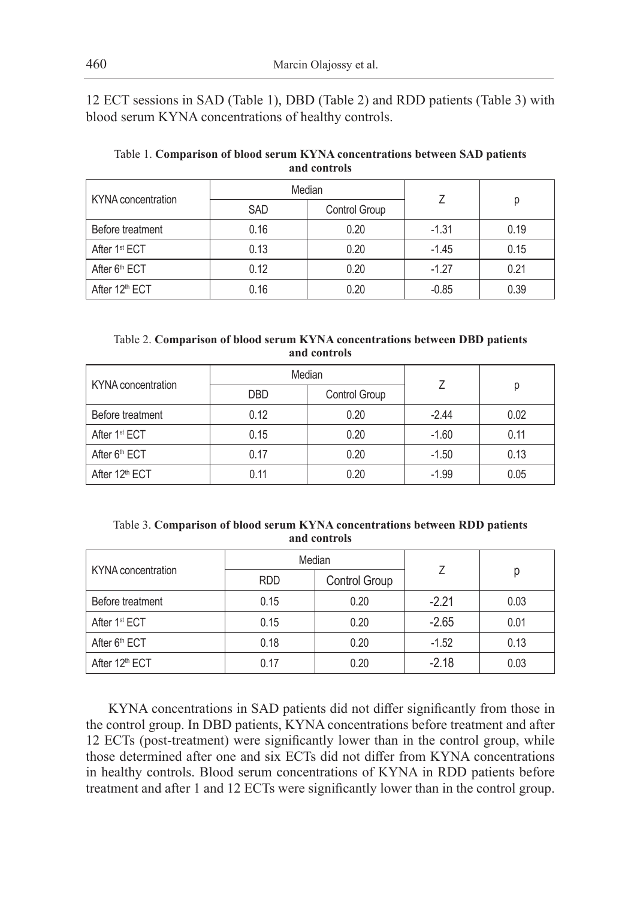12 ECT sessions in SAD (Table 1), DBD (Table 2) and RDD patients (Table 3) with blood serum KYNA concentrations of healthy controls.

Table 1. **Comparison of blood serum KYNA concentrations between SAD patients and controls**

| KYNA concentration | Median | | Z | p |
|---|---|---|---|---|
| | SAD | Control Group | | |
| Before treatment | 0.16 | 0.20 | -1.31 | 0.19 |
| After 1st ECT | 0.13 | 0.20 | -1.45 | 0.15 |
| After 6th ECT | 0.12 | 0.20 | -1.27 | 0.21 |
| After 12th ECT | 0.16 | 0.20 | -0.85 | 0.39 |

Table 2. **Comparison of blood serum KYNA concentrations between DBD patients and controls**

| KYNA concentration | Median | | Z | p |
|---|---|---|---|---|
| | DBD | Control Group | | |
| Before treatment | 0.12 | 0.20 | -2.44 | 0.02 |
| After 1st ECT | 0.15 | 0.20 | -1.60 | 0.11 |
| After 6th ECT | 0.17 | 0.20 | -1.50 | 0.13 |
| After 12th ECT | 0.11 | 0.20 | -1.99 | 0.05 |

Table 3. **Comparison of blood serum KYNA concentrations between RDD patients and controls**

| KYNA concentration | Median | | Z | p |
|---|---|---|---|---|
| | RDD | Control Group | | |
| Before treatment | 0.15 | 0.20 | -2.21 | 0.03 |
| After 1st ECT | 0.15 | 0.20 | -2.65 | 0.01 |
| After 6th ECT | 0.18 | 0.20 | -1.52 | 0.13 |
| After 12th ECT | 0.17 | 0.20 | -2.18 | 0.03 |

KYNA concentrations in SAD patients did not differ significantly from those in the control group. In DBD patients, KYNA concentrations before treatment and after 12 ECTs (post-treatment) were significantly lower than in the control group, while those determined after one and six ECTs did not differ from KYNA concentrations in healthy controls. Blood serum concentrations of KYNA in RDD patients before treatment and after 1 and 12 ECTs were significantly lower than in the control group.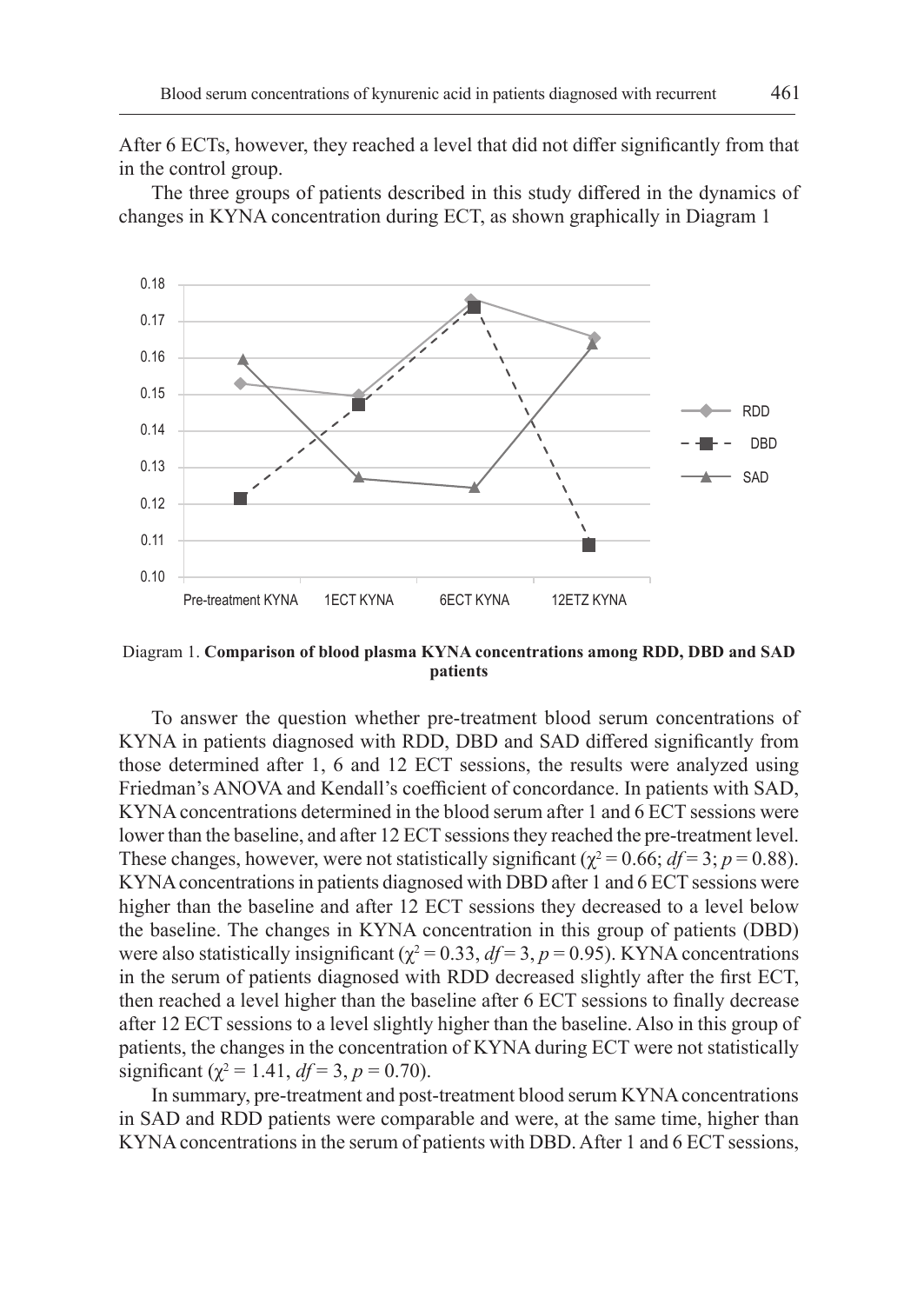After 6 ECTs, however, they reached a level that did not differ significantly from that in the control group.

The three groups of patients described in this study differed in the dynamics of changes in KYNA concentration during ECT, as shown graphically in Diagram 1

Diagram 1. **Comparison of blood plasma KYNA concentrations among RDD, DBD and SAD patients**

To answer the question whether pre-treatment blood serum concentrations of KYNA in patients diagnosed with RDD, DBD and SAD differed significantly from those determined after 1, 6 and 12 ECT sessions, the results were analyzed using Friedman's ANOVA and Kendall's coefficient of concordance. In patients with SAD, KYNA concentrations determined in the blood serum after 1 and 6 ECT sessions were lower than the baseline, and after 12 ECT sessions they reached the pre-treatment level. These changes, however, were not statistically significant ($\chi^2 = 0.66$; $df = 3$; $p = 0.88$). KYNA concentrations in patients diagnosed with DBD after 1 and 6 ECT sessions were higher than the baseline and after 12 ECT sessions they decreased to a level below the baseline. The changes in KYNA concentration in this group of patients (DBD) were also statistically insignificant ($\chi^2 = 0.33$, $df = 3$, $p = 0.95$). KYNA concentrations in the serum of patients diagnosed with RDD decreased slightly after the first ECT, then reached a level higher than the baseline after 6 ECT sessions to finally decrease after 12 ECT sessions to a level slightly higher than the baseline. Also in this group of patients, the changes in the concentration of KYNA during ECT were not statistically significant ($\chi^2 = 1.41$, $df = 3$, $p = 0.70$).

In summary, pre-treatment and post-treatment blood serum KYNA concentrations in SAD and RDD patients were comparable and were, at the same time, higher than KYNA concentrations in the serum of patients with DBD. After 1 and 6 ECT sessions,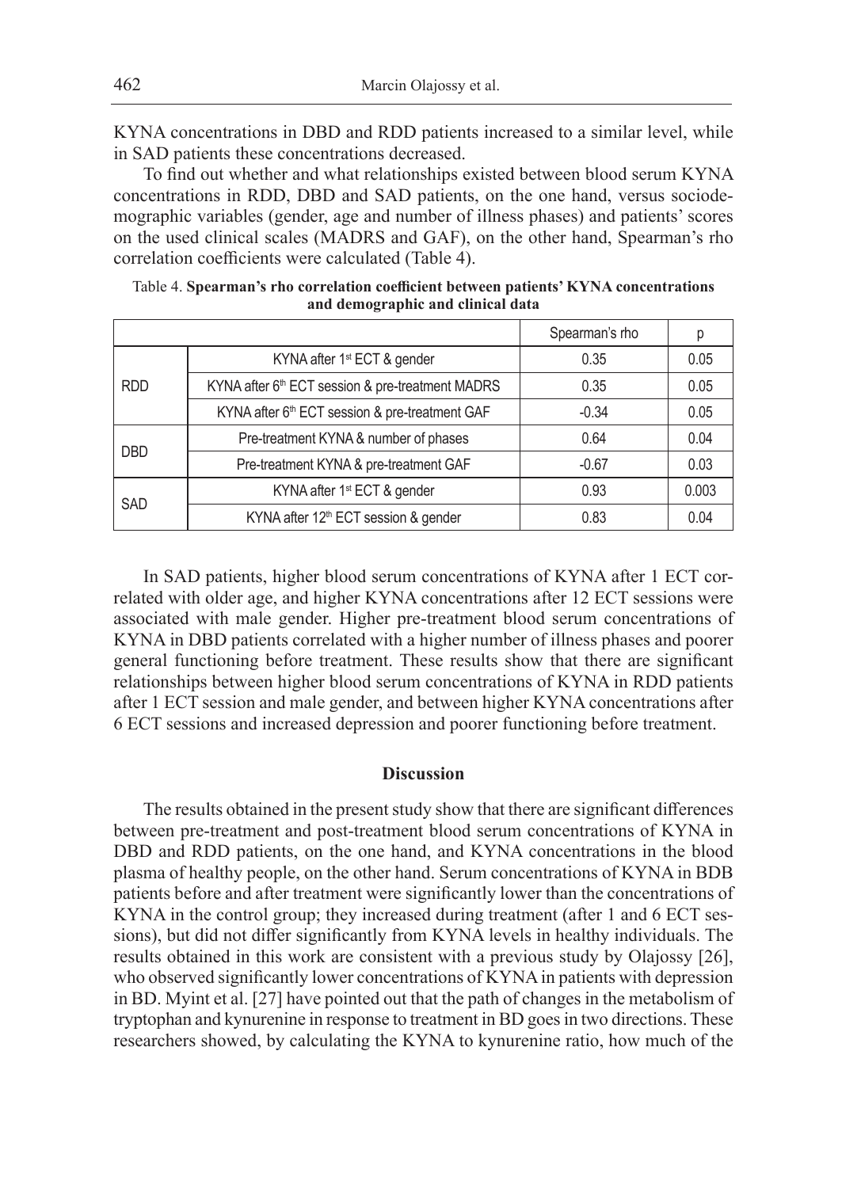KYNA concentrations in DBD and RDD patients increased to a similar level, while in SAD patients these concentrations decreased.

To find out whether and what relationships existed between blood serum KYNA concentrations in RDD, DBD and SAD patients, on the one hand, versus sociodemographic variables (gender, age and number of illness phases) and patients' scores on the used clinical scales (MADRS and GAF), on the other hand, Spearman's rho correlation coefficients were calculated (Table 4).

Table 4. **Spearman's rho correlation coefficient between patients' KYNA concentrations and demographic and clinical data**

| | | Spearman's rho | p |
|---|---|---|---|
| RDD | KYNA after 1st ECT & gender | 0.35 | 0.05 |
| | KYNA after 6th ECT session & pre-treatment MADRS | 0.35 | 0.05 |
| | KYNA after 6th ECT session & pre-treatment GAF | -0.34 | 0.05 |
| DBD | Pre-treatment KYNA & number of phases | 0.64 | 0.04 |
| | Pre-treatment KYNA & pre-treatment GAF | -0.67 | 0.03 |
| SAD | KYNA after 1st ECT & gender | 0.93 | 0.003 |
| | KYNA after 12th ECT session & gender | 0.83 | 0.04 |

In SAD patients, higher blood serum concentrations of KYNA after 1 ECT correlated with older age, and higher KYNA concentrations after 12 ECT sessions were associated with male gender. Higher pre-treatment blood serum concentrations of KYNA in DBD patients correlated with a higher number of illness phases and poorer general functioning before treatment. These results show that there are significant relationships between higher blood serum concentrations of KYNA in RDD patients after 1 ECT session and male gender, and between higher KYNA concentrations after 6 ECT sessions and increased depression and poorer functioning before treatment.

## Discussion

The results obtained in the present study show that there are significant differences between pre-treatment and post-treatment blood serum concentrations of KYNA in DBD and RDD patients, on the one hand, and KYNA concentrations in the blood plasma of healthy people, on the other hand. Serum concentrations of KYNA in BDB patients before and after treatment were significantly lower than the concentrations of KYNA in the control group; they increased during treatment (after 1 and 6 ECT sessions), but did not differ significantly from KYNA levels in healthy individuals. The results obtained in this work are consistent with a previous study by Olajossy [26], who observed significantly lower concentrations of KYNA in patients with depression in BD. Myint et al. [27] have pointed out that the path of changes in the metabolism of tryptophan and kynurenine in response to treatment in BD goes in two directions. These researchers showed, by calculating the KYNA to kynurenine ratio, how much of the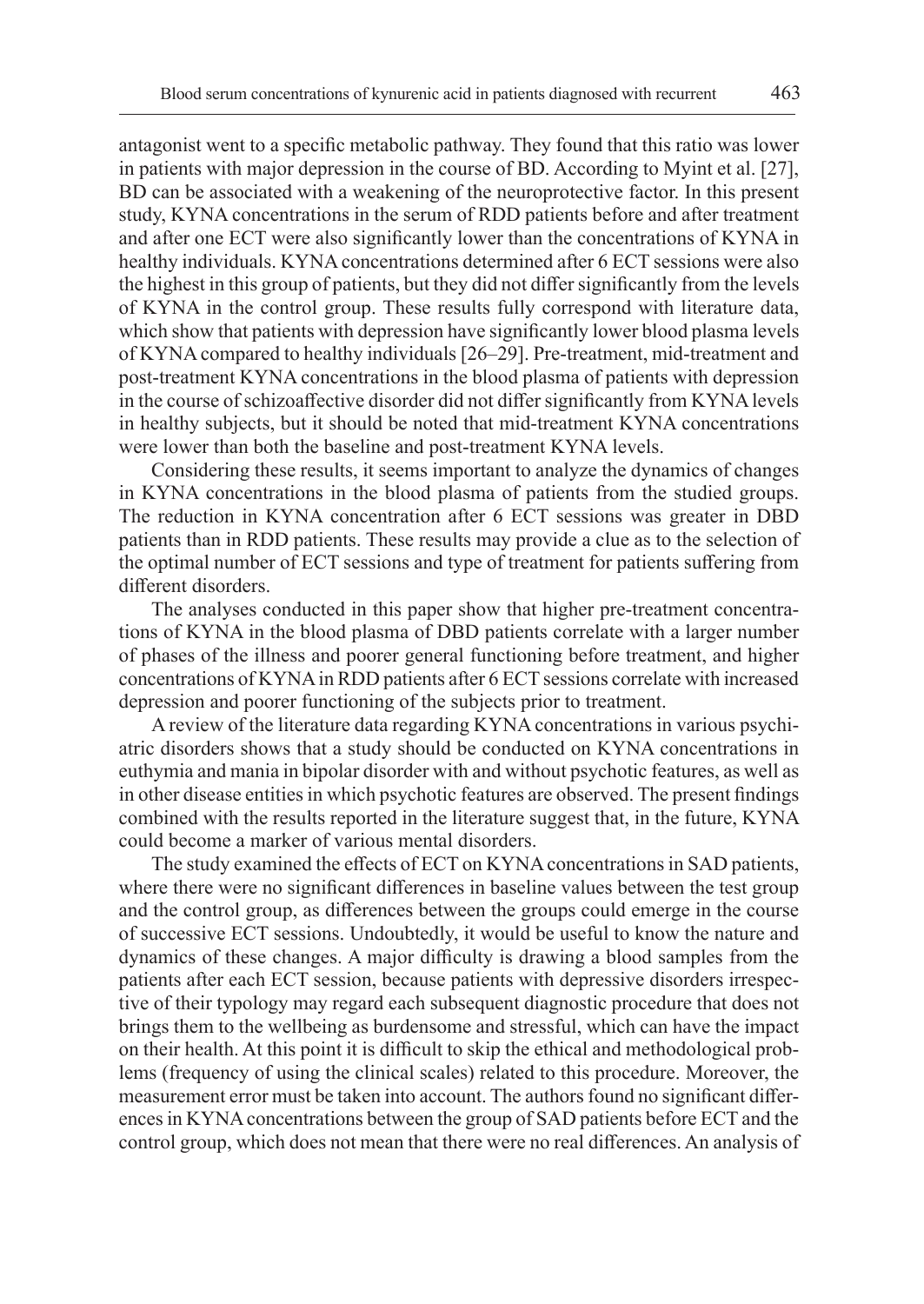antagonist went to a specific metabolic pathway. They found that this ratio was lower in patients with major depression in the course of BD. According to Myint et al. [27], BD can be associated with a weakening of the neuroprotective factor. In this present study, KYNA concentrations in the serum of RDD patients before and after treatment and after one ECT were also significantly lower than the concentrations of KYNA in healthy individuals. KYNA concentrations determined after 6 ECT sessions were also the highest in this group of patients, but they did not differ significantly from the levels of KYNA in the control group. These results fully correspond with literature data, which show that patients with depression have significantly lower blood plasma levels of KYNA compared to healthy individuals [26–29]. Pre-treatment, mid-treatment and post-treatment KYNA concentrations in the blood plasma of patients with depression in the course of schizoaffective disorder did not differ significantly from KYNA levels in healthy subjects, but it should be noted that mid-treatment KYNA concentrations were lower than both the baseline and post-treatment KYNA levels.

Considering these results, it seems important to analyze the dynamics of changes in KYNA concentrations in the blood plasma of patients from the studied groups. The reduction in KYNA concentration after 6 ECT sessions was greater in DBD patients than in RDD patients. These results may provide a clue as to the selection of the optimal number of ECT sessions and type of treatment for patients suffering from different disorders.

The analyses conducted in this paper show that higher pre-treatment concentrations of KYNA in the blood plasma of DBD patients correlate with a larger number of phases of the illness and poorer general functioning before treatment, and higher concentrations of KYNA in RDD patients after 6 ECT sessions correlate with increased depression and poorer functioning of the subjects prior to treatment.

A review of the literature data regarding KYNA concentrations in various psychiatric disorders shows that a study should be conducted on KYNA concentrations in euthymia and mania in bipolar disorder with and without psychotic features, as well as in other disease entities in which psychotic features are observed. The present findings combined with the results reported in the literature suggest that, in the future, KYNA could become a marker of various mental disorders.

The study examined the effects of ECT on KYNA concentrations in SAD patients, where there were no significant differences in baseline values between the test group and the control group, as differences between the groups could emerge in the course of successive ECT sessions. Undoubtedly, it would be useful to know the nature and dynamics of these changes. A major difficulty is drawing a blood samples from the patients after each ECT session, because patients with depressive disorders irrespective of their typology may regard each subsequent diagnostic procedure that does not brings them to the wellbeing as burdensome and stressful, which can have the impact on their health. At this point it is difficult to skip the ethical and methodological problems (frequency of using the clinical scales) related to this procedure. Moreover, the measurement error must be taken into account. The authors found no significant differences in KYNA concentrations between the group of SAD patients before ECT and the control group, which does not mean that there were no real differences. An analysis of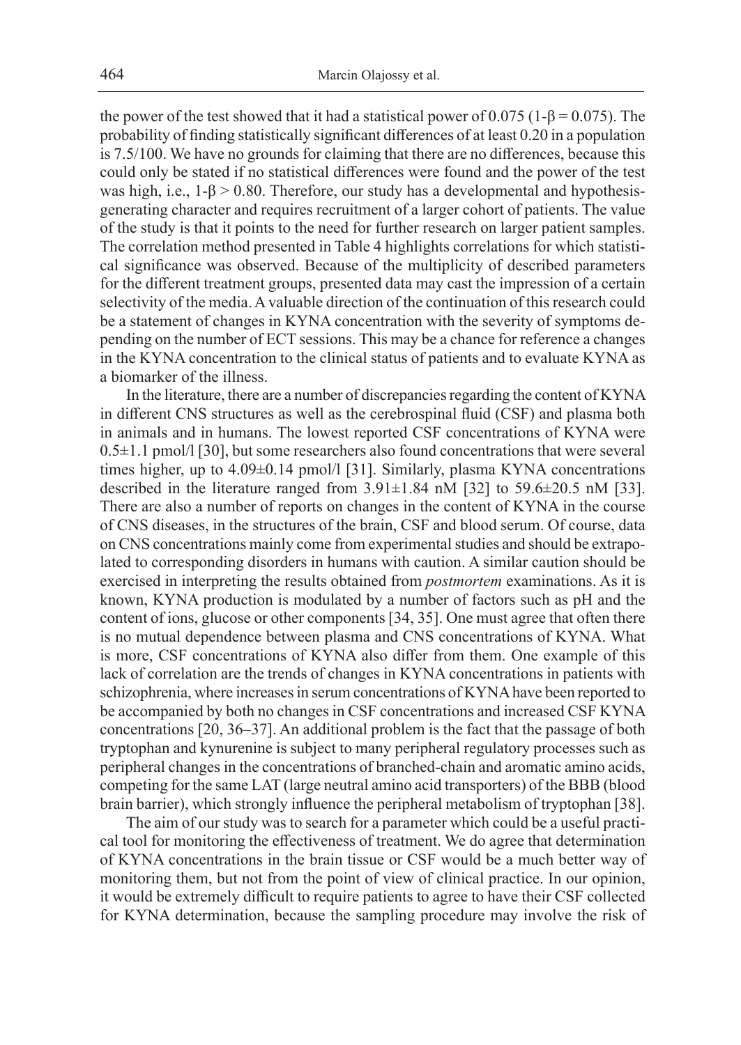the power of the test showed that it had a statistical power of 0.075 ($1-\beta = 0.075$). The probability of finding statistically significant differences of at least 0.20 in a population is 7.5/100. We have no grounds for claiming that there are no differences, because this could only be stated if no statistical differences were found and the power of the test was high, i.e., $1-\beta > 0.80$. Therefore, our study has a developmental and hypothesis-generating character and requires recruitment of a larger cohort of patients. The value of the study is that it points to the need for further research on larger patient samples. The correlation method presented in Table 4 highlights correlations for which statistical significance was observed. Because of the multiplicity of described parameters for the different treatment groups, presented data may cast the impression of a certain selectivity of the media. A valuable direction of the continuation of this research could be a statement of changes in KYNA concentration with the severity of symptoms depending on the number of ECT sessions. This may be a chance for reference a changes in the KYNA concentration to the clinical status of patients and to evaluate KYNA as a biomarker of the illness.

In the literature, there are a number of discrepancies regarding the content of KYNA in different CNS structures as well as the cerebrospinal fluid (CSF) and plasma both in animals and in humans. The lowest reported CSF concentrations of KYNA were 0.5±1.1 pmol/l [30], but some researchers also found concentrations that were several times higher, up to 4.09±0.14 pmol/l [31]. Similarly, plasma KYNA concentrations described in the literature ranged from 3.91±1.84 nM [32] to 59.6±20.5 nM [33]. There are also a number of reports on changes in the content of KYNA in the course of CNS diseases, in the structures of the brain, CSF and blood serum. Of course, data on CNS concentrations mainly come from experimental studies and should be extrapolated to corresponding disorders in humans with caution. A similar caution should be exercised in interpreting the results obtained from *postmortem* examinations. As it is known, KYNA production is modulated by a number of factors such as pH and the content of ions, glucose or other components [34, 35]. One must agree that often there is no mutual dependence between plasma and CNS concentrations of KYNA. What is more, CSF concentrations of KYNA also differ from them. One example of this lack of correlation are the trends of changes in KYNA concentrations in patients with schizophrenia, where increases in serum concentrations of KYNA have been reported to be accompanied by both no changes in CSF concentrations and increased CSF KYNA concentrations [20, 36–37]. An additional problem is the fact that the passage of both tryptophan and kynurenine is subject to many peripheral regulatory processes such as peripheral changes in the concentrations of branched-chain and aromatic amino acids, competing for the same LAT (large neutral amino acid transporters) of the BBB (blood brain barrier), which strongly influence the peripheral metabolism of tryptophan [38].

The aim of our study was to search for a parameter which could be a useful practical tool for monitoring the effectiveness of treatment. We do agree that determination of KYNA concentrations in the brain tissue or CSF would be a much better way of monitoring them, but not from the point of view of clinical practice. In our opinion, it would be extremely difficult to require patients to agree to have their CSF collected for KYNA determination, because the sampling procedure may involve the risk of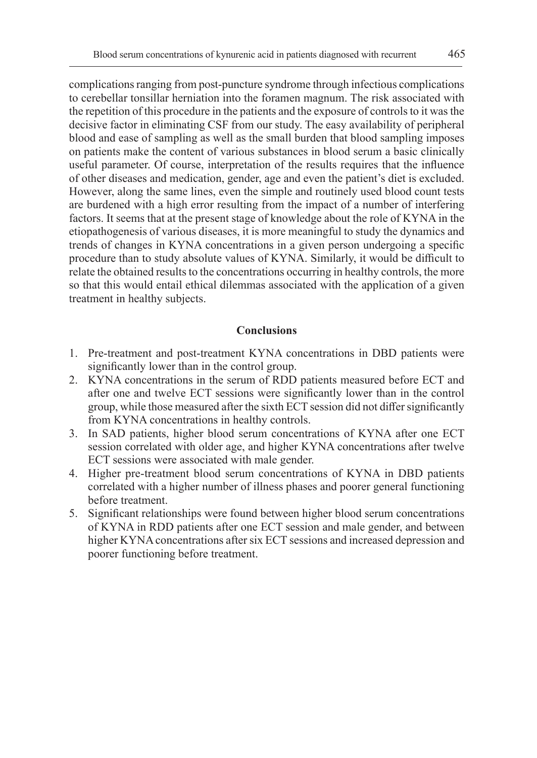complications ranging from post-puncture syndrome through infectious complications to cerebellar tonsillar herniation into the foramen magnum. The risk associated with the repetition of this procedure in the patients and the exposure of controls to it was the decisive factor in eliminating CSF from our study. The easy availability of peripheral blood and ease of sampling as well as the small burden that blood sampling imposes on patients make the content of various substances in blood serum a basic clinically useful parameter. Of course, interpretation of the results requires that the influence of other diseases and medication, gender, age and even the patient's diet is excluded. However, along the same lines, even the simple and routinely used blood count tests are burdened with a high error resulting from the impact of a number of interfering factors. It seems that at the present stage of knowledge about the role of KYNA in the etiopathogenesis of various diseases, it is more meaningful to study the dynamics and trends of changes in KYNA concentrations in a given person undergoing a specific procedure than to study absolute values of KYNA. Similarly, it would be difficult to relate the obtained results to the concentrations occurring in healthy controls, the more so that this would entail ethical dilemmas associated with the application of a given treatment in healthy subjects.

## Conclusions

1. Pre-treatment and post-treatment KYNA concentrations in DBD patients were significantly lower than in the control group.
2. KYNA concentrations in the serum of RDD patients measured before ECT and after one and twelve ECT sessions were significantly lower than in the control group, while those measured after the sixth ECT session did not differ significantly from KYNA concentrations in healthy controls.
3. In SAD patients, higher blood serum concentrations of KYNA after one ECT session correlated with older age, and higher KYNA concentrations after twelve ECT sessions were associated with male gender.
4. Higher pre-treatment blood serum concentrations of KYNA in DBD patients correlated with a higher number of illness phases and poorer general functioning before treatment.
5. Significant relationships were found between higher blood serum concentrations of KYNA in RDD patients after one ECT session and male gender, and between higher KYNA concentrations after six ECT sessions and increased depression and poorer functioning before treatment.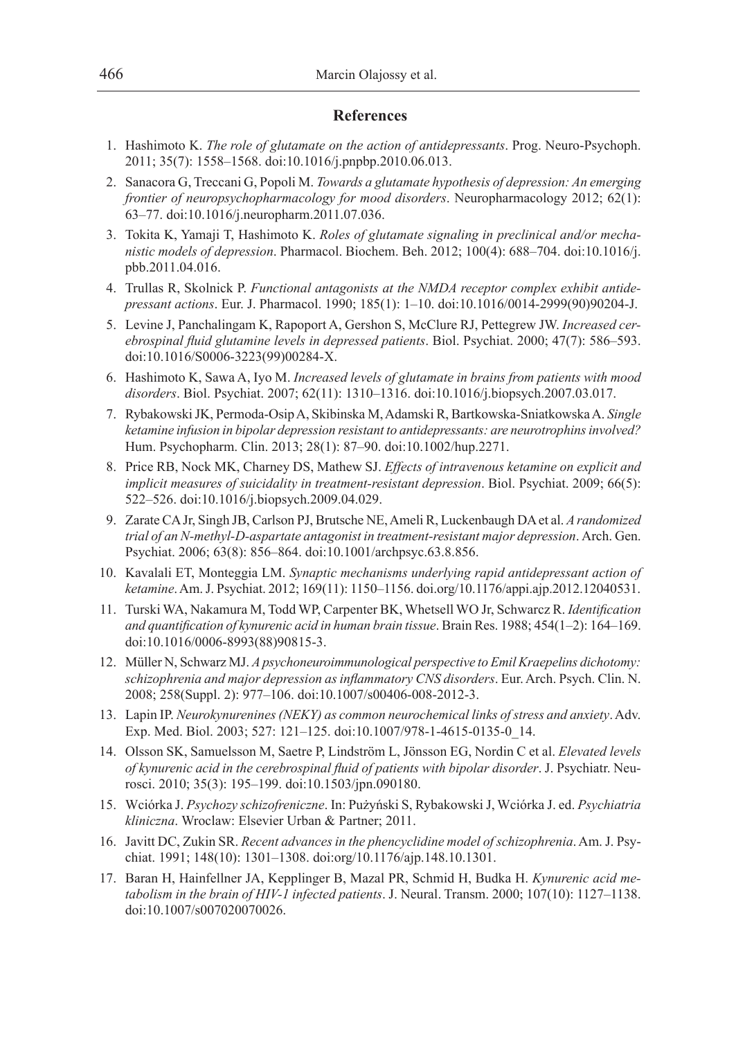## References

1. Hashimoto K. *The role of glutamate on the action of antidepressants*. Prog. Neuro-Psychoph. 2011; 35(7): 1558–1568. doi:10.1016/j.pnpbp.2010.06.013.
2. Sanacora G, Treccani G, Popoli M. *Towards a glutamate hypothesis of depression: An emerging frontier of neuropsychopharmacology for mood disorders*. Neuropharmacology 2012; 62(1): 63–77. doi:10.1016/j.neuropharm.2011.07.036.
3. Tokita K, Yamaji T, Hashimoto K. *Roles of glutamate signaling in preclinical and/or mechanistic models of depression*. Pharmacol. Biochem. Beh. 2012; 100(4): 688–704. doi:10.1016/j.pbb.2011.04.016.
4. Trullas R, Skolnick P. *Functional antagonists at the NMDA receptor complex exhibit antidepressant actions*. Eur. J. Pharmacol. 1990; 185(1): 1–10. doi:10.1016/0014-2999(90)90204-J.
5. Levine J, Panchalingam K, Rapoport A, Gershon S, McClure RJ, Pettegrew JW. *Increased cerebrospinal fluid glutamine levels in depressed patients*. Biol. Psychiat. 2000; 47(7): 586–593. doi:10.1016/S0006-3223(99)00284-X.
6. Hashimoto K, Sawa A, Iyo M. *Increased levels of glutamate in brains from patients with mood disorders*. Biol. Psychiat. 2007; 62(11): 1310–1316. doi:10.1016/j.biopsych.2007.03.017.
7. Rybakowski JK, Permoda-Osip A, Skibinska M, Adamski R, Bartkowska-Sniatkowska A. *Single ketamine infusion in bipolar depression resistant to antidepressants: are neurotrophins involved?* Hum. Psychopharm. Clin. 2013; 28(1): 87–90. doi:10.1002/hup.2271.
8. Price RB, Nock MK, Charney DS, Mathew SJ. *Effects of intravenous ketamine on explicit and implicit measures of suicidality in treatment-resistant depression*. Biol. Psychiat. 2009; 66(5): 522–526. doi:10.1016/j.biopsych.2009.04.029.
9. Zarate CA Jr, Singh JB, Carlson PJ, Brutsche NE, Ameli R, Luckenbaugh DA et al. *A randomized trial of an N-methyl-D-aspartate antagonist in treatment-resistant major depression*. Arch. Gen. Psychiat. 2006; 63(8): 856–864. doi:10.1001/archpsyc.63.8.856.
10. Kavalali ET, Monteggia LM. *Synaptic mechanisms underlying rapid antidepressant action of ketamine*. Am. J. Psychiat. 2012; 169(11): 1150–1156. doi.org/10.1176/appi.ajp.2012.12040531.
11. Turski WA, Nakamura M, Todd WP, Carpenter BK, Whetsell WO Jr, Schwarcz R. *Identification and quantification of kynurenic acid in human brain tissue*. Brain Res. 1988; 454(1–2): 164–169. doi:10.1016/0006-8993(88)90815-3.
12. Müller N, Schwarz MJ. *A psychoneuroimmunological perspective to Emil Kraepelins dichotomy: schizophrenia and major depression as inflammatory CNS disorders*. Eur. Arch. Psych. Clin. N. 2008; 258(Suppl. 2): 977–106. doi:10.1007/s00406-008-2012-3.
13. Lapin IP. *Neurokynurenines (NEKY) as common neurochemical links of stress and anxiety*. Adv. Exp. Med. Biol. 2003; 527: 121–125. doi:10.1007/978-1-4615-0135-0_14.
14. Olsson SK, Samuelsson M, Saetre P, Lindström L, Jönsson EG, Nordin C et al. *Elevated levels of kynurenic acid in the cerebrospinal fluid of patients with bipolar disorder*. J. Psychiatr. Neurosci. 2010; 35(3): 195–199. doi:10.1503/jpn.090180.
15. Wciórka J. *Psychozy schizofreniczne*. In: Pużyński S, Rybakowski J, Wciórka J. ed. *Psychiatria kliniczna*. Wroclaw: Elsevier Urban & Partner; 2011.
16. Javitt DC, Zukin SR. *Recent advances in the phencyclidine model of schizophrenia*. Am. J. Psychiat. 1991; 148(10): 1301–1308. doi:org/10.1176/ajp.148.10.1301.
17. Baran H, Hainfellner JA, Kepplinger B, Mazal PR, Schmid H, Budka H. *Kynurenic acid metabolism in the brain of HIV-1 infected patients*. J. Neural. Transm. 2000; 107(10): 1127–1138. doi:10.1007/s007020070026.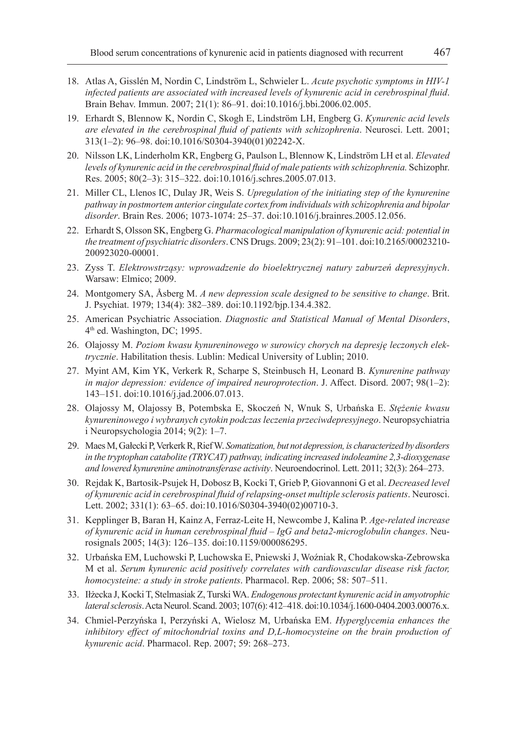18. Atlas A, Gisslén M, Nordin C, Lindström L, Schwieler L. *Acute psychotic symptoms in HIV-1 infected patients are associated with increased levels of kynurenic acid in cerebrospinal fluid*. Brain Behav. Immun. 2007; 21(1): 86–91. doi:10.1016/j.bbi.2006.02.005.
19. Erhardt S, Blennow K, Nordin C, Skogh E, Lindström LH, Engberg G. *Kynurenic acid levels are elevated in the cerebrospinal fluid of patients with schizophrenia*. Neurosci. Lett. 2001; 313(1–2): 96–98. doi:10.1016/S0304-3940(01)02242-X.
20. Nilsson LK, Linderholm KR, Engberg G, Paulson L, Blennow K, Lindström LH et al. *Elevated levels of kynurenic acid in the cerebrospinal fluid of male patients with schizophrenia.* Schizophr. Res. 2005; 80(2–3): 315–322. doi:10.1016/j.schres.2005.07.013.
21. Miller CL, Llenos IC, Dulay JR, Weis S. *Upregulation of the initiating step of the kynurenine pathway in postmortem anterior cingulate cortex from individuals with schizophrenia and bipolar disorder*. Brain Res. 2006; 1073-1074: 25–37. doi:10.1016/j.brainres.2005.12.056.
22. Erhardt S, Olsson SK, Engberg G. *Pharmacological manipulation of kynurenic acid: potential in the treatment of psychiatric disorders*. CNS Drugs. 2009; 23(2): 91–101. doi:10.2165/00023210-200923020-00001.
23. Zyss T. *Elektrowstrząsy: wprowadzenie do bioelektrycznej natury zaburzeń depresyjnych*. Warsaw: Elmico; 2009.
24. Montgomery SA, Åsberg M. *A new depression scale designed to be sensitive to change*. Brit. J. Psychiat. 1979; 134(4): 382–389. doi:10.1192/bjp.134.4.382.
25. American Psychiatric Association. *Diagnostic and Statistical Manual of Mental Disorders*, 4th ed. Washington, DC; 1995.
26. Olajossy M. *Poziom kwasu kynureninowego w surowicy chorych na depresję leczonych elektrycznie*. Habilitation thesis. Lublin: Medical University of Lublin; 2010.
27. Myint AM, Kim YK, Verkerk R, Scharpe S, Steinbusch H, Leonard B. *Kynurenine pathway in major depression: evidence of impaired neuroprotection*. J. Affect. Disord. 2007; 98(1–2): 143–151. doi:10.1016/j.jad.2006.07.013.
28. Olajossy M, Olajossy B, Potembska E, Skoczeń N, Wnuk S, Urbańska E. *Stężenie kwasu kynureninowego i wybranych cytokin podczas leczenia przeciwdepresyjnego*. Neuropsychiatria i Neuropsychologia 2014; 9(2): 1–7.
29. Maes M, Gałecki P, Verkerk R, Rief W. *Somatization, but not depression, is characterized by disorders in the tryptophan catabolite (TRYCAT) pathway, indicating increased indoleamine 2,3-dioxygenase and lowered kynurenine aminotransferase activity*. Neuroendocrinol. Lett. 2011; 32(3): 264–273.
30. Rejdak K, Bartosik-Psujek H, Dobosz B, Kocki T, Grieb P, Giovannoni G et al. *Decreased level of kynurenic acid in cerebrospinal fluid of relapsing-onset multiple sclerosis patients*. Neurosci. Lett. 2002; 331(1): 63–65. doi:10.1016/S0304-3940(02)00710-3.
31. Kepplinger B, Baran H, Kainz A, Ferraz-Leite H, Newcombe J, Kalina P. *Age-related increase of kynurenic acid in human cerebrospinal fluid – IgG and beta2-microglobulin changes*. Neurosignals 2005; 14(3): 126–135. doi:10.1159/000086295.
32. Urbańska EM, Luchowski P, Luchowska E, Pniewski J, Woźniak R, Chodakowska-Zebrowska M et al. *Serum kynurenic acid positively correlates with cardiovascular disease risk factor, homocysteine: a study in stroke patients*. Pharmacol. Rep. 2006; 58: 507–511.
33. Iłżecka J, Kocki T, Stelmasiak Z, Turski WA. *Endogenous protectant kynurenic acid in amyotrophic lateral sclerosis*. Acta Neurol. Scand. 2003; 107(6): 412–418. doi:10.1034/j.1600-0404.2003.00076.x.
34. Chmiel-Perzyńska I, Perzyński A, Wielosz M, Urbańska EM. *Hyperglycemia enhances the inhibitory effect of mitochondrial toxins and D,L-homocysteine on the brain production of kynurenic acid*. Pharmacol. Rep. 2007; 59: 268–273.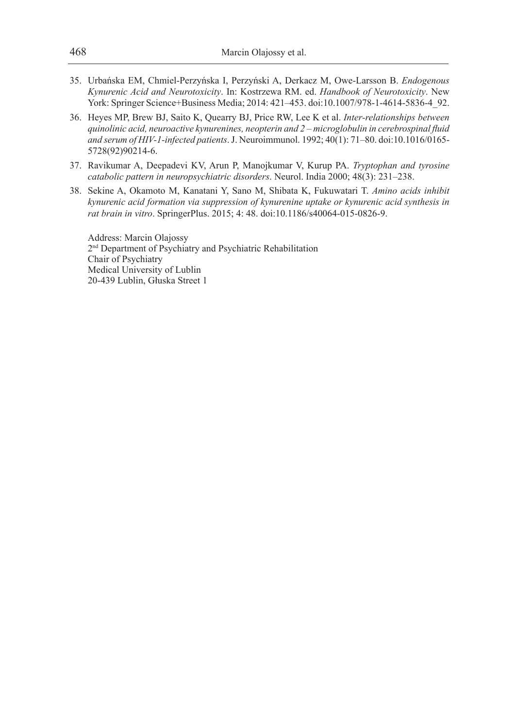35. Urbańska EM, Chmiel-Perzyńska I, Perzyński A, Derkacz M, Owe-Larsson B. *Endogenous Kynurenic Acid and Neurotoxicity*. In: Kostrzewa RM. ed. *Handbook of Neurotoxicity*. New York: Springer Science+Business Media; 2014: 421–453. doi:10.1007/978-1-4614-5836-4_92.
36. Heyes MP, Brew BJ, Saito K, Quearry BJ, Price RW, Lee K et al. *Inter-relationships between quinolinic acid, neuroactive kynurenines, neopterin and 2 – microglobulin in cerebrospinal fluid and serum of HIV-1-infected patients*. J. Neuroimmunol. 1992; 40(1): 71–80. doi:10.1016/0165-5728(92)90214-6.
37. Ravikumar A, Deepadevi KV, Arun P, Manojkumar V, Kurup PA. *Tryptophan and tyrosine catabolic pattern in neuropsychiatric disorders*. Neurol. India 2000; 48(3): 231–238.
38. Sekine A, Okamoto M, Kanatani Y, Sano M, Shibata K, Fukuwatari T. *Amino acids inhibit kynurenic acid formation via suppression of kynurenine uptake or kynurenic acid synthesis in rat brain in vitro*. SpringerPlus. 2015; 4: 48. doi:10.1186/s40064-015-0826-9.

Address: Marcin Olajossy
2nd Department of Psychiatry and Psychiatric Rehabilitation
Chair of Psychiatry
Medical University of Lublin
20-439 Lublin, Głuska Street 1